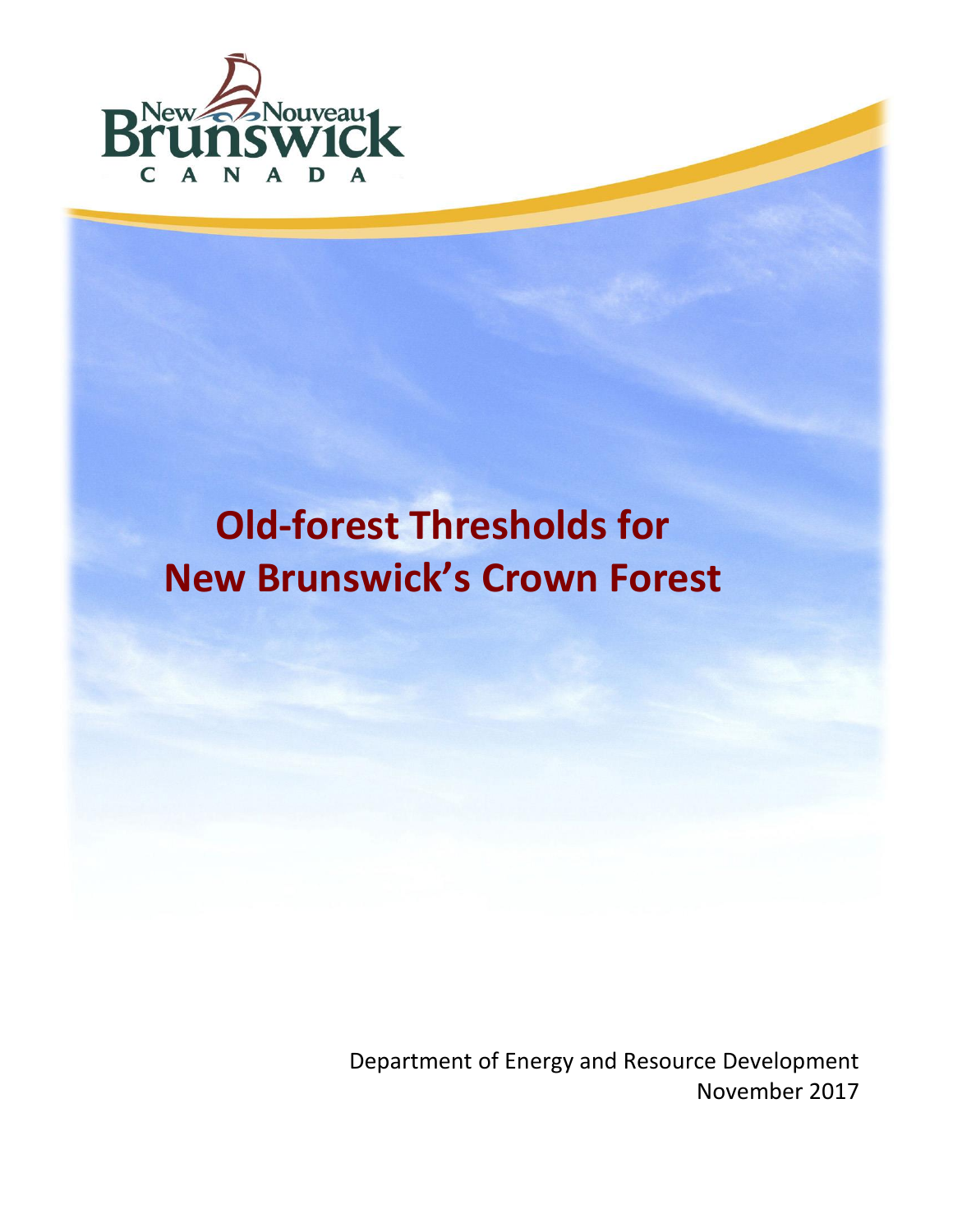New Nouveau Brunswick

C A N A D A

# Old-forest Thresholds for New Brunswick's Crown Forest

Department of Energy and Resource Development
November 2017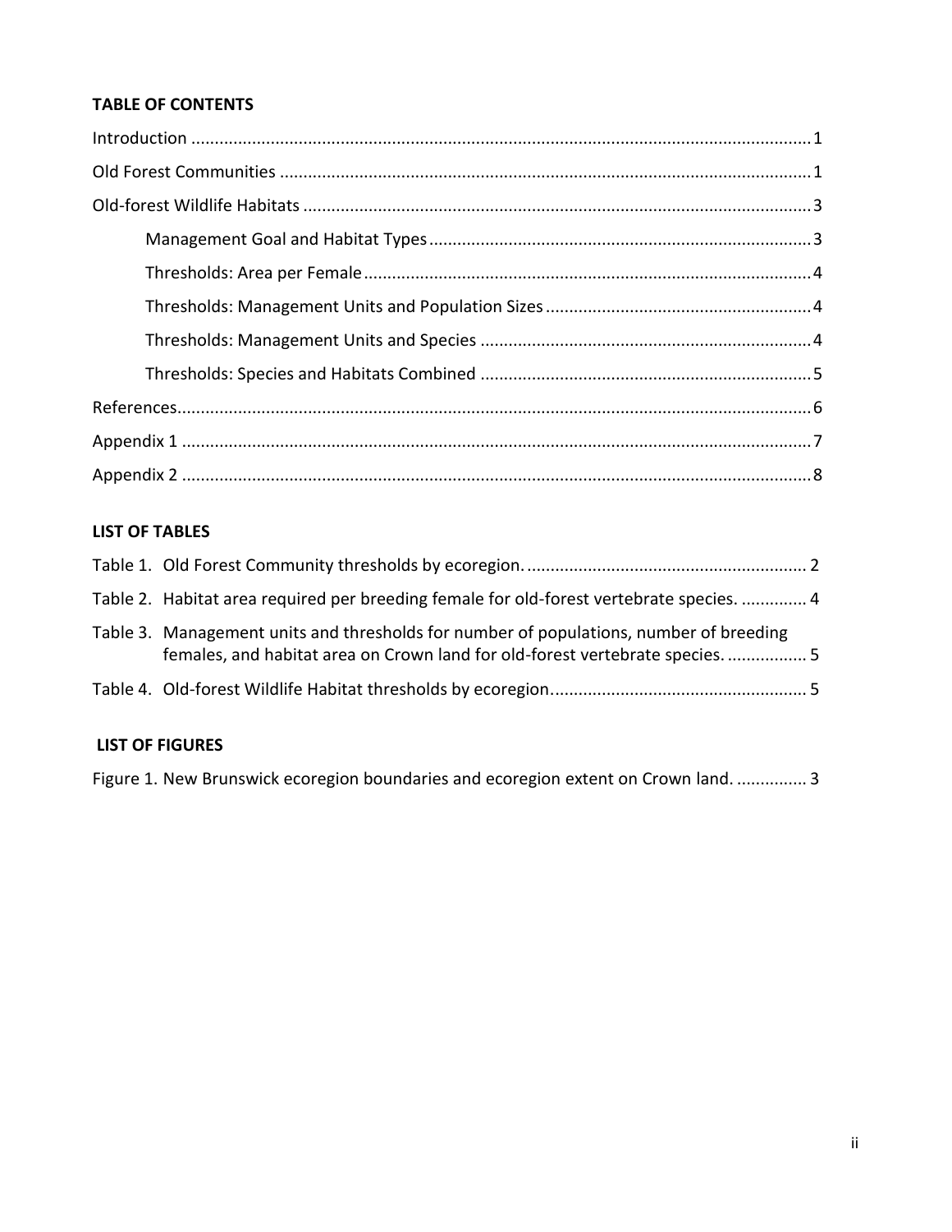**TABLE OF CONTENTS**

Introduction ........................................................................................................................ 1

Old Forest Communities ...................................................................................................... 1

Old-forest Wildlife Habitats ................................................................................................. 3

- Management Goal and Habitat Types ............................................................................ 3
- Thresholds: Area per Female .......................................................................................... 4
- Thresholds: Management Units and Population Sizes .................................................... 4
- Thresholds: Management Units and Species .................................................................. 4
- Thresholds: Species and Habitats Combined .................................................................. 5

References............................................................................................................................ 6

Appendix 1 ........................................................................................................................... 7

Appendix 2 ........................................................................................................................... 8

**LIST OF TABLES**

Table 1. Old Forest Community thresholds by ecoregion. ................................................ 2

Table 2. Habitat area required per breeding female for old-forest vertebrate species. ............. 4

Table 3. Management units and thresholds for number of populations, number of breeding females, and habitat area on Crown land for old-forest vertebrate species. ................. 5

Table 4. Old-forest Wildlife Habitat thresholds by ecoregion. ........................................... 5

**LIST OF FIGURES**

Figure 1. New Brunswick ecoregion boundaries and ecoregion extent on Crown land. ............... 3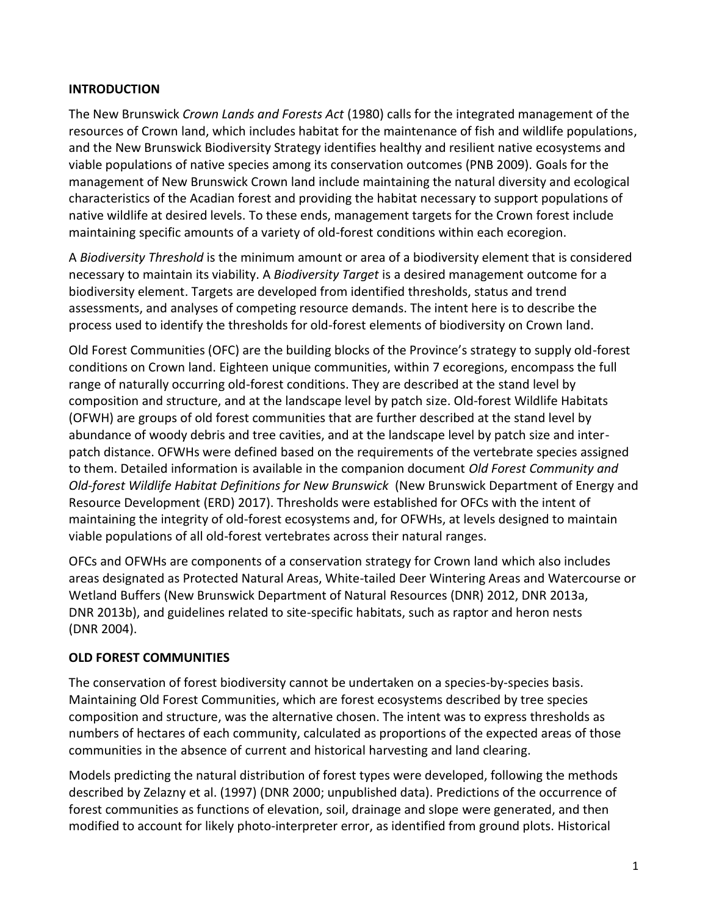## INTRODUCTION

The New Brunswick *Crown Lands and Forests Act* (1980) calls for the integrated management of the resources of Crown land, which includes habitat for the maintenance of fish and wildlife populations, and the New Brunswick Biodiversity Strategy identifies healthy and resilient native ecosystems and viable populations of native species among its conservation outcomes (PNB 2009). Goals for the management of New Brunswick Crown land include maintaining the natural diversity and ecological characteristics of the Acadian forest and providing the habitat necessary to support populations of native wildlife at desired levels. To these ends, management targets for the Crown forest include maintaining specific amounts of a variety of old-forest conditions within each ecoregion.

A *Biodiversity Threshold* is the minimum amount or area of a biodiversity element that is considered necessary to maintain its viability. A *Biodiversity Target* is a desired management outcome for a biodiversity element. Targets are developed from identified thresholds, status and trend assessments, and analyses of competing resource demands. The intent here is to describe the process used to identify the thresholds for old-forest elements of biodiversity on Crown land.

Old Forest Communities (OFC) are the building blocks of the Province's strategy to supply old-forest conditions on Crown land. Eighteen unique communities, within 7 ecoregions, encompass the full range of naturally occurring old-forest conditions. They are described at the stand level by composition and structure, and at the landscape level by patch size. Old-forest Wildlife Habitats (OFWH) are groups of old forest communities that are further described at the stand level by abundance of woody debris and tree cavities, and at the landscape level by patch size and inter-patch distance. OFWHs were defined based on the requirements of the vertebrate species assigned to them. Detailed information is available in the companion document *Old Forest Community and Old-forest Wildlife Habitat Definitions for New Brunswick* (New Brunswick Department of Energy and Resource Development (ERD) 2017). Thresholds were established for OFCs with the intent of maintaining the integrity of old-forest ecosystems and, for OFWHs, at levels designed to maintain viable populations of all old-forest vertebrates across their natural ranges.

OFCs and OFWHs are components of a conservation strategy for Crown land which also includes areas designated as Protected Natural Areas, White-tailed Deer Wintering Areas and Watercourse or Wetland Buffers (New Brunswick Department of Natural Resources (DNR) 2012, DNR 2013a, DNR 2013b), and guidelines related to site-specific habitats, such as raptor and heron nests (DNR 2004).

## OLD FOREST COMMUNITIES

The conservation of forest biodiversity cannot be undertaken on a species-by-species basis. Maintaining Old Forest Communities, which are forest ecosystems described by tree species composition and structure, was the alternative chosen. The intent was to express thresholds as numbers of hectares of each community, calculated as proportions of the expected areas of those communities in the absence of current and historical harvesting and land clearing.

Models predicting the natural distribution of forest types were developed, following the methods described by Zelazny et al. (1997) (DNR 2000; unpublished data). Predictions of the occurrence of forest communities as functions of elevation, soil, drainage and slope were generated, and then modified to account for likely photo-interpreter error, as identified from ground plots. Historical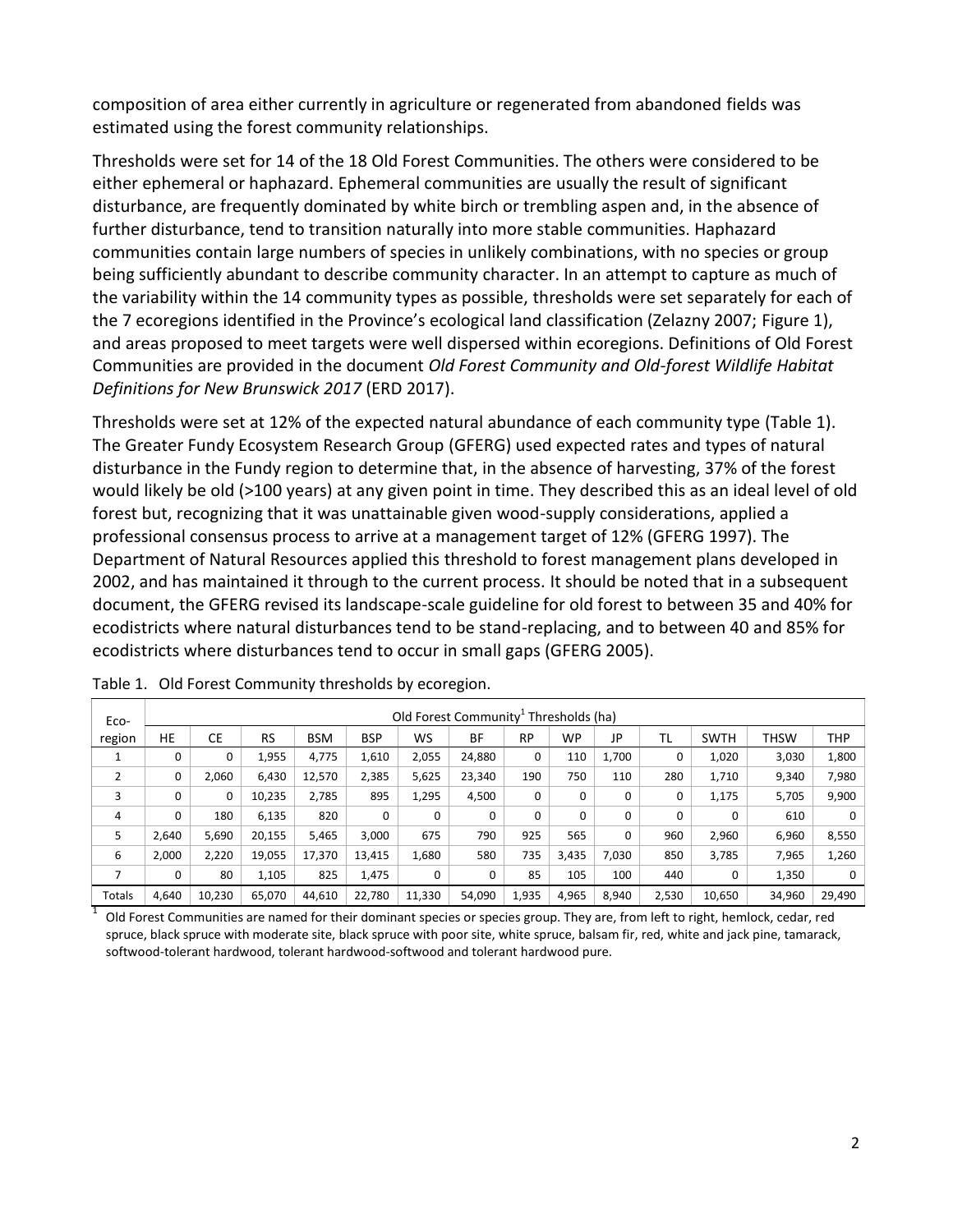composition of area either currently in agriculture or regenerated from abandoned fields was estimated using the forest community relationships.

Thresholds were set for 14 of the 18 Old Forest Communities. The others were considered to be either ephemeral or haphazard. Ephemeral communities are usually the result of significant disturbance, are frequently dominated by white birch or trembling aspen and, in the absence of further disturbance, tend to transition naturally into more stable communities. Haphazard communities contain large numbers of species in unlikely combinations, with no species or group being sufficiently abundant to describe community character. In an attempt to capture as much of the variability within the 14 community types as possible, thresholds were set separately for each of the 7 ecoregions identified in the Province's ecological land classification (Zelazny 2007; Figure 1), and areas proposed to meet targets were well dispersed within ecoregions. Definitions of Old Forest Communities are provided in the document *Old Forest Community and Old-forest Wildlife Habitat Definitions for New Brunswick 2017* (ERD 2017).

Thresholds were set at 12% of the expected natural abundance of each community type (Table 1). The Greater Fundy Ecosystem Research Group (GFERG) used expected rates and types of natural disturbance in the Fundy region to determine that, in the absence of harvesting, 37% of the forest would likely be old (>100 years) at any given point in time. They described this as an ideal level of old forest but, recognizing that it was unattainable given wood-supply considerations, applied a professional consensus process to arrive at a management target of 12% (GFERG 1997). The Department of Natural Resources applied this threshold to forest management plans developed in 2002, and has maintained it through to the current process. It should be noted that in a subsequent document, the GFERG revised its landscape-scale guideline for old forest to between 35 and 40% for ecodistricts where natural disturbances tend to be stand-replacing, and to between 40 and 85% for ecodistricts where disturbances tend to occur in small gaps (GFERG 2005).

Table 1. Old Forest Community thresholds by ecoregion.

| Eco- | Old Forest Community[1] Thresholds (ha) | | | | | | | | | | | | | |
|---|---|---|---|---|---|---|---|---|---|---|---|---|---|---|
| region | HE | CE | RS | BSM | BSP | WS | BF | RP | WP | JP | TL | SWTH | THSW | THP |
| 1 | 0 | 0 | 1,955 | 4,775 | 1,610 | 2,055 | 24,880 | 0 | 110 | 1,700 | 0 | 1,020 | 3,030 | 1,800 |
| 2 | 0 | 2,060 | 6,430 | 12,570 | 2,385 | 5,625 | 23,340 | 190 | 750 | 110 | 280 | 1,710 | 9,340 | 7,980 |
| 3 | 0 | 0 | 10,235 | 2,785 | 895 | 1,295 | 4,500 | 0 | 0 | 0 | 0 | 1,175 | 5,705 | 9,900 |
| 4 | 0 | 180 | 6,135 | 820 | 0 | 0 | 0 | 0 | 0 | 0 | 0 | 0 | 610 | 0 |
| 5 | 2,640 | 5,690 | 20,155 | 5,465 | 3,000 | 675 | 790 | 925 | 565 | 0 | 960 | 2,960 | 6,960 | 8,550 |
| 6 | 2,000 | 2,220 | 19,055 | 17,370 | 13,415 | 1,680 | 580 | 735 | 3,435 | 7,030 | 850 | 3,785 | 7,965 | 1,260 |
| 7 | 0 | 80 | 1,105 | 825 | 1,475 | 0 | 0 | 85 | 105 | 100 | 440 | 0 | 1,350 | 0 |
| Totals | 4,640 | 10,230 | 65,070 | 44,610 | 22,780 | 11,330 | 54,090 | 1,935 | 4,965 | 8,940 | 2,530 | 10,650 | 34,960 | 29,490 |

[1] Old Forest Communities are named for their dominant species or species group. They are, from left to right, hemlock, cedar, red spruce, black spruce with moderate site, black spruce with poor site, white spruce, balsam fir, red, white and jack pine, tamarack, softwood-tolerant hardwood, tolerant hardwood-softwood and tolerant hardwood pure.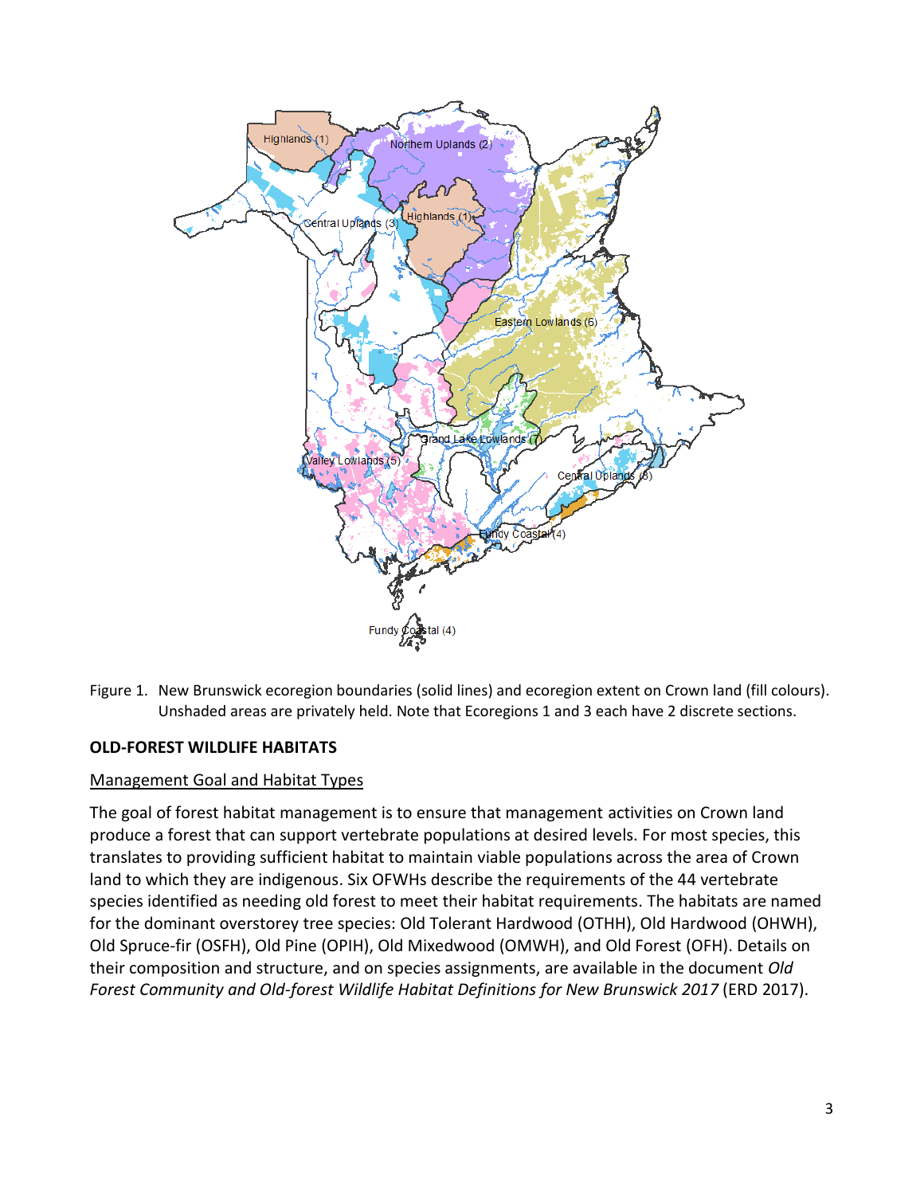Figure 1. New Brunswick ecoregion boundaries (solid lines) and ecoregion extent on Crown land (fill colours). Unshaded areas are privately held. Note that Ecoregions 1 and 3 each have 2 discrete sections.

## OLD-FOREST WILDLIFE HABITATS

### Management Goal and Habitat Types

The goal of forest habitat management is to ensure that management activities on Crown land produce a forest that can support vertebrate populations at desired levels. For most species, this translates to providing sufficient habitat to maintain viable populations across the area of Crown land to which they are indigenous. Six OFWHs describe the requirements of the 44 vertebrate species identified as needing old forest to meet their habitat requirements. The habitats are named for the dominant overstorey tree species: Old Tolerant Hardwood (OTHH), Old Hardwood (OHWH), Old Spruce-fir (OSFH), Old Pine (OPIH), Old Mixedwood (OMWH), and Old Forest (OFH). Details on their composition and structure, and on species assignments, are available in the document *Old Forest Community and Old-forest Wildlife Habitat Definitions for New Brunswick 2017* (ERD 2017).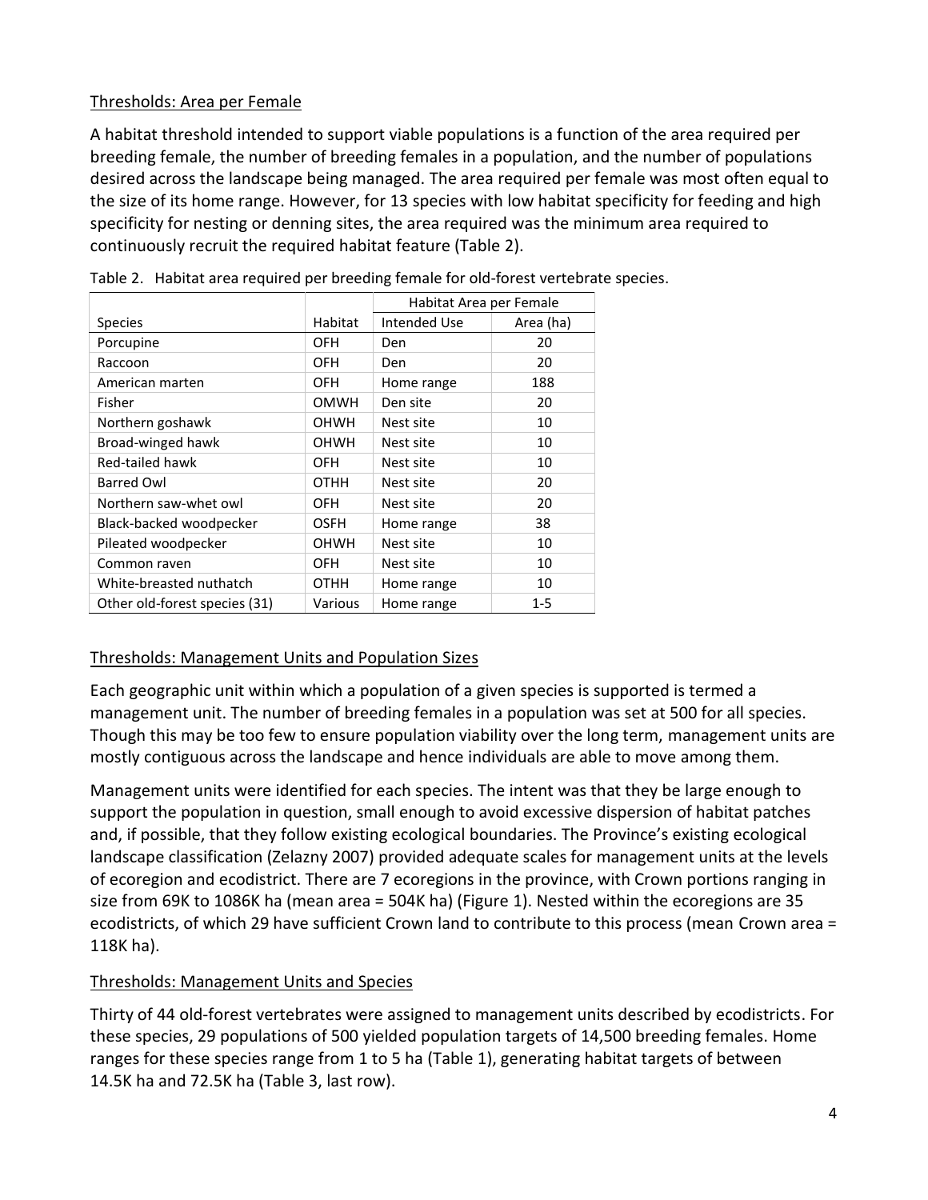## Thresholds: Area per Female

A habitat threshold intended to support viable populations is a function of the area required per breeding female, the number of breeding females in a population, and the number of populations desired across the landscape being managed. The area required per female was most often equal to the size of its home range. However, for 13 species with low habitat specificity for feeding and high specificity for nesting or denning sites, the area required was the minimum area required to continuously recruit the required habitat feature (Table 2).

Table 2. Habitat area required per breeding female for old-forest vertebrate species.

| | | Habitat Area per Female | |
|---|---|---|---|
| Species | Habitat | Intended Use | Area (ha) |
| Porcupine | OFH | Den | 20 |
| Raccoon | OFH | Den | 20 |
| American marten | OFH | Home range | 188 |
| Fisher | OMWH | Den site | 20 |
| Northern goshawk | OHWH | Nest site | 10 |
| Broad-winged hawk | OHWH | Nest site | 10 |
| Red-tailed hawk | OFH | Nest site | 10 |
| Barred Owl | OTHH | Nest site | 20 |
| Northern saw-whet owl | OFH | Nest site | 20 |
| Black-backed woodpecker | OSFH | Home range | 38 |
| Pileated woodpecker | OHWH | Nest site | 10 |
| Common raven | OFH | Nest site | 10 |
| White-breasted nuthatch | OTHH | Home range | 10 |
| Other old-forest species (31) | Various | Home range | 1-5 |

## Thresholds: Management Units and Population Sizes

Each geographic unit within which a population of a given species is supported is termed a management unit. The number of breeding females in a population was set at 500 for all species. Though this may be too few to ensure population viability over the long term, management units are mostly contiguous across the landscape and hence individuals are able to move among them.

Management units were identified for each species. The intent was that they be large enough to support the population in question, small enough to avoid excessive dispersion of habitat patches and, if possible, that they follow existing ecological boundaries. The Province's existing ecological landscape classification (Zelazny 2007) provided adequate scales for management units at the levels of ecoregion and ecodistrict. There are 7 ecoregions in the province, with Crown portions ranging in size from 69K to 1086K ha (mean area = 504K ha) (Figure 1). Nested within the ecoregions are 35 ecodistricts, of which 29 have sufficient Crown land to contribute to this process (mean Crown area = 118K ha).

## Thresholds: Management Units and Species

Thirty of 44 old-forest vertebrates were assigned to management units described by ecodistricts. For these species, 29 populations of 500 yielded population targets of 14,500 breeding females. Home ranges for these species range from 1 to 5 ha (Table 1), generating habitat targets of between 14.5K ha and 72.5K ha (Table 3, last row).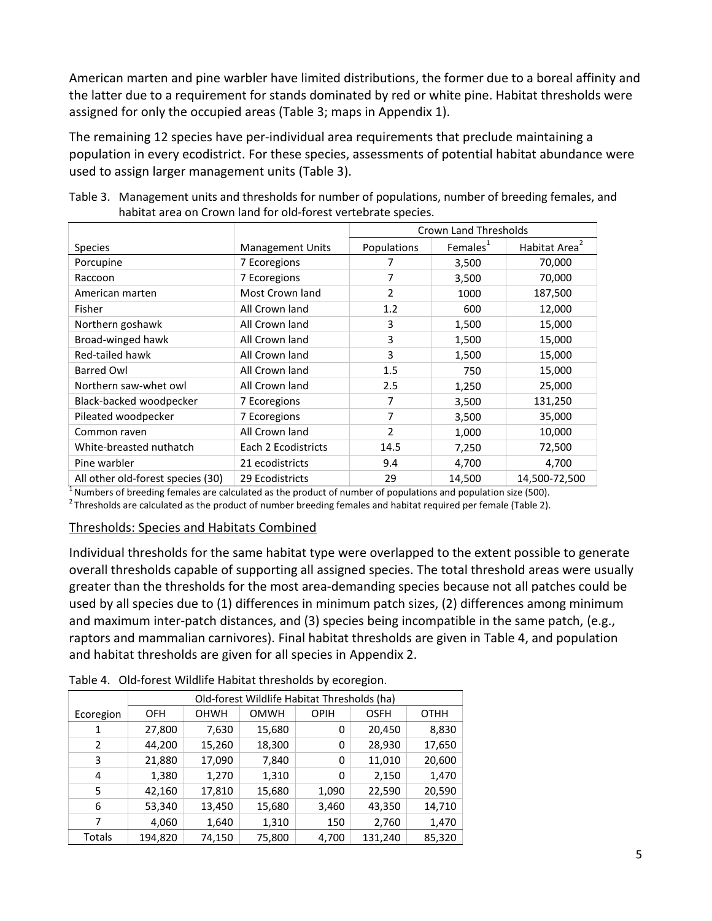American marten and pine warbler have limited distributions, the former due to a boreal affinity and the latter due to a requirement for stands dominated by red or white pine. Habitat thresholds were assigned for only the occupied areas (Table 3; maps in Appendix 1).

The remaining 12 species have per-individual area requirements that preclude maintaining a population in every ecodistrict. For these species, assessments of potential habitat abundance were used to assign larger management units (Table 3).

Table 3. Management units and thresholds for number of populations, number of breeding females, and habitat area on Crown land for old-forest vertebrate species.

| | | Crown Land Thresholds | | |
|---|---|---|---|---|
| Species | Management Units | Populations | Females[1] | Habitat Area[2] |
| Porcupine | 7 Ecoregions | 7 | 3,500 | 70,000 |
| Raccoon | 7 Ecoregions | 7 | 3,500 | 70,000 |
| American marten | Most Crown land | 2 | 1000 | 187,500 |
| Fisher | All Crown land | 1.2 | 600 | 12,000 |
| Northern goshawk | All Crown land | 3 | 1,500 | 15,000 |
| Broad-winged hawk | All Crown land | 3 | 1,500 | 15,000 |
| Red-tailed hawk | All Crown land | 3 | 1,500 | 15,000 |
| Barred Owl | All Crown land | 1.5 | 750 | 15,000 |
| Northern saw-whet owl | All Crown land | 2.5 | 1,250 | 25,000 |
| Black-backed woodpecker | 7 Ecoregions | 7 | 3,500 | 131,250 |
| Pileated woodpecker | 7 Ecoregions | 7 | 3,500 | 35,000 |
| Common raven | All Crown land | 2 | 1,000 | 10,000 |
| White-breasted nuthatch | Each 2 Ecodistricts | 14.5 | 7,250 | 72,500 |
| Pine warbler | 21 ecodistricts | 9.4 | 4,700 | 4,700 |
| All other old-forest species (30) | 29 Ecodistricts | 29 | 14,500 | 14,500-72,500 |

[1] Numbers of breeding females are calculated as the product of number of populations and population size (500).
[2] Thresholds are calculated as the product of number breeding females and habitat required per female (Table 2).

## Thresholds: Species and Habitats Combined

Individual thresholds for the same habitat type were overlapped to the extent possible to generate overall thresholds capable of supporting all assigned species. The total threshold areas were usually greater than the thresholds for the most area-demanding species because not all patches could be used by all species due to (1) differences in minimum patch sizes, (2) differences among minimum and maximum inter-patch distances, and (3) species being incompatible in the same patch, (e.g., raptors and mammalian carnivores). Final habitat thresholds are given in Table 4, and population and habitat thresholds are given for all species in Appendix 2.

Table 4. Old-forest Wildlife Habitat thresholds by ecoregion.

| | Old-forest Wildlife Habitat Thresholds (ha) | | | | | |
|---|---|---|---|---|---|---|
| Ecoregion | OFH | OHWH | OMWH | OPIH | OSFH | OTHH |
| 1 | 27,800 | 7,630 | 15,680 | 0 | 20,450 | 8,830 |
| 2 | 44,200 | 15,260 | 18,300 | 0 | 28,930 | 17,650 |
| 3 | 21,880 | 17,090 | 7,840 | 0 | 11,010 | 20,600 |
| 4 | 1,380 | 1,270 | 1,310 | 0 | 2,150 | 1,470 |
| 5 | 42,160 | 17,810 | 15,680 | 1,090 | 22,590 | 20,590 |
| 6 | 53,340 | 13,450 | 15,680 | 3,460 | 43,350 | 14,710 |
| 7 | 4,060 | 1,640 | 1,310 | 150 | 2,760 | 1,470 |
| Totals | 194,820 | 74,150 | 75,800 | 4,700 | 131,240 | 85,320 |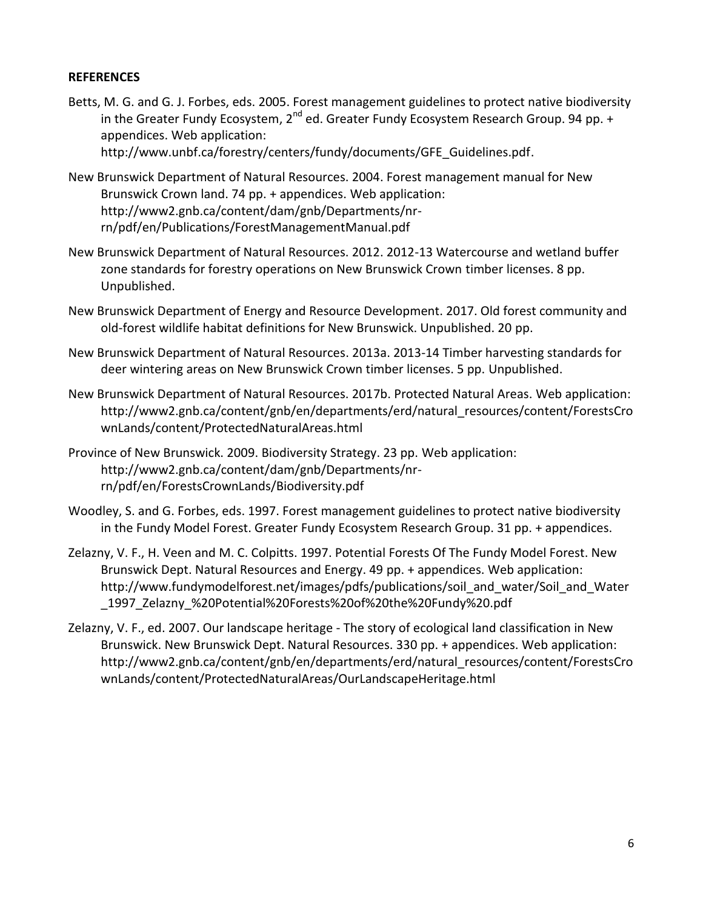## REFERENCES

Betts, M. G. and G. J. Forbes, eds. 2005. Forest management guidelines to protect native biodiversity in the Greater Fundy Ecosystem, 2nd ed. Greater Fundy Ecosystem Research Group. 94 pp. + appendices. Web application: http://www.unbf.ca/forestry/centers/fundy/documents/GFE_Guidelines.pdf.

New Brunswick Department of Natural Resources. 2004. Forest management manual for New Brunswick Crown land. 74 pp. + appendices. Web application: http://www2.gnb.ca/content/dam/gnb/Departments/nr-rn/pdf/en/Publications/ForestManagementManual.pdf

New Brunswick Department of Natural Resources. 2012. 2012-13 Watercourse and wetland buffer zone standards for forestry operations on New Brunswick Crown timber licenses. 8 pp. Unpublished.

New Brunswick Department of Energy and Resource Development. 2017. Old forest community and old-forest wildlife habitat definitions for New Brunswick. Unpublished. 20 pp.

New Brunswick Department of Natural Resources. 2013a. 2013-14 Timber harvesting standards for deer wintering areas on New Brunswick Crown timber licenses. 5 pp. Unpublished.

New Brunswick Department of Natural Resources. 2017b. Protected Natural Areas. Web application: http://www2.gnb.ca/content/gnb/en/departments/erd/natural_resources/content/ForestsCrownLands/content/ProtectedNaturalAreas.html

Province of New Brunswick. 2009. Biodiversity Strategy. 23 pp. Web application: http://www2.gnb.ca/content/dam/gnb/Departments/nr-rn/pdf/en/ForestsCrownLands/Biodiversity.pdf

Woodley, S. and G. Forbes, eds. 1997. Forest management guidelines to protect native biodiversity in the Fundy Model Forest. Greater Fundy Ecosystem Research Group. 31 pp. + appendices.

Zelazny, V. F., H. Veen and M. C. Colpitts. 1997. Potential Forests Of The Fundy Model Forest. New Brunswick Dept. Natural Resources and Energy. 49 pp. + appendices. Web application: http://www.fundymodelforest.net/images/pdfs/publications/soil_and_water/Soil_and_Water_1997_Zelazny_%20Potential%20Forests%20of%20the%20Fundy%20.pdf

Zelazny, V. F., ed. 2007. Our landscape heritage - The story of ecological land classification in New Brunswick. New Brunswick Dept. Natural Resources. 330 pp. + appendices. Web application: http://www2.gnb.ca/content/gnb/en/departments/erd/natural_resources/content/ForestsCrownLands/content/ProtectedNaturalAreas/OurLandscapeHeritage.html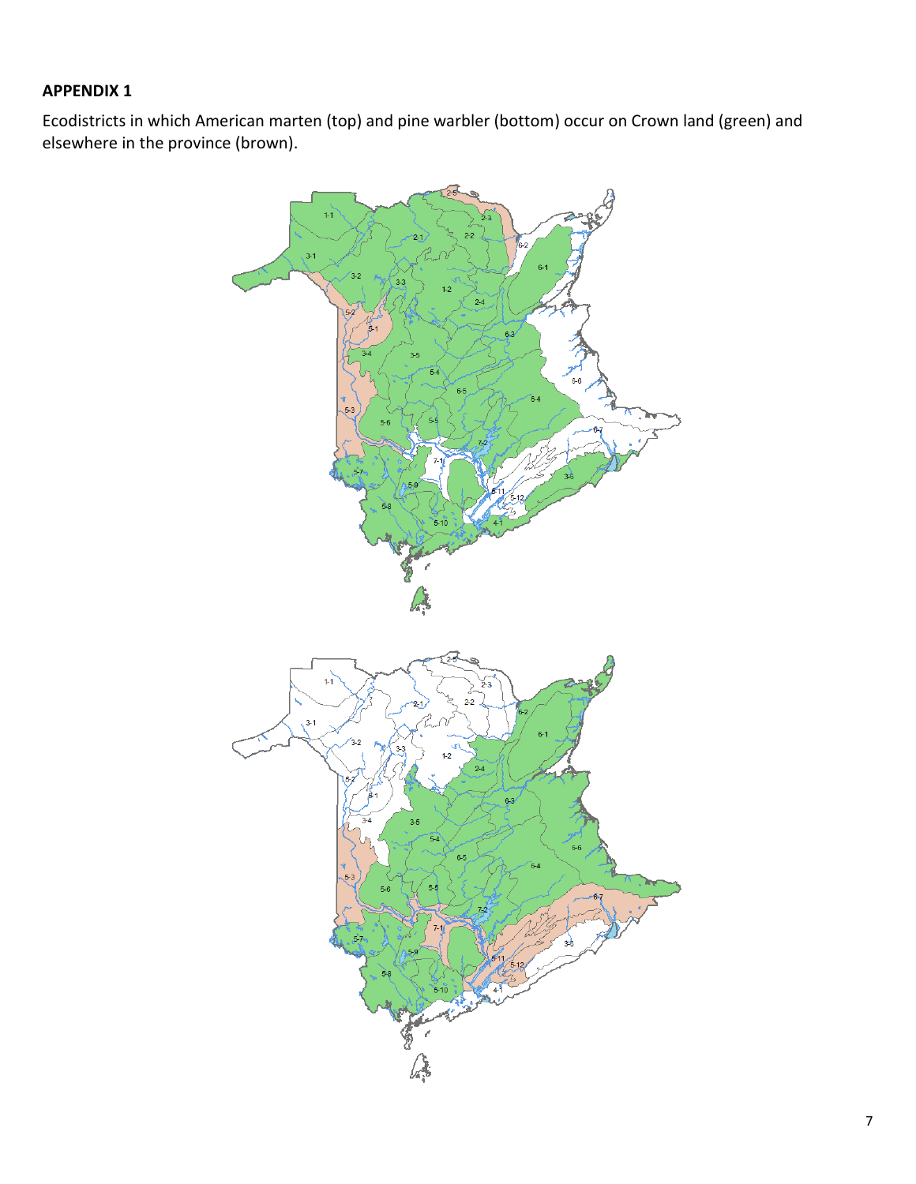**APPENDIX 1**

Ecodistricts in which American marten (top) and pine warbler (bottom) occur on Crown land (green) and elsewhere in the province (brown).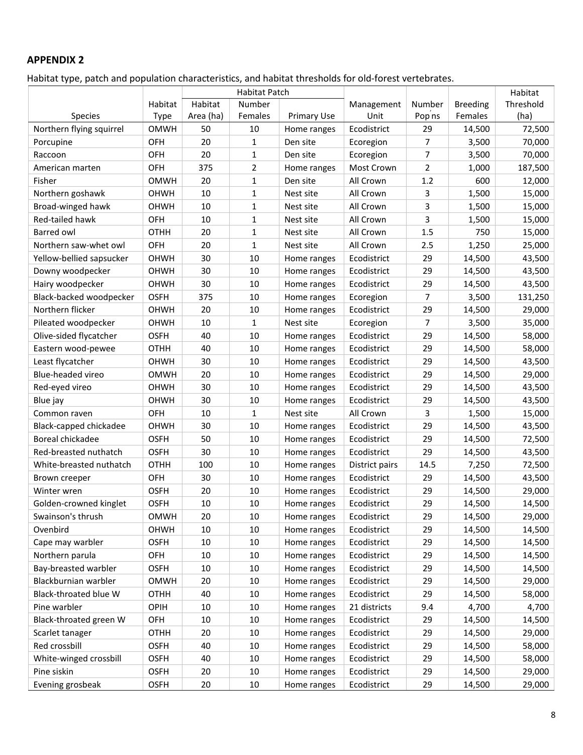## APPENDIX 2

Habitat type, patch and population characteristics, and habitat thresholds for old-forest vertebrates.

| | | Habitat Patch | | | | | | Habitat |
|---|---|---|---|---|---|---|---|---|
| Species | Habitat Type | Habitat Area (ha) | Number Females | Primary Use | Management Unit | Number Pop'ns | Breeding Females | Threshold (ha) |
| Northern flying squirrel | OMWH | 50 | 10 | Home ranges | Ecodistrict | 29 | 14,500 | 72,500 |
| Porcupine | OFH | 20 | 1 | Den site | Ecoregion | 7 | 3,500 | 70,000 |
| Raccoon | OFH | 20 | 1 | Den site | Ecoregion | 7 | 3,500 | 70,000 |
| American marten | OFH | 375 | 2 | Home ranges | Most Crown | 2 | 1,000 | 187,500 |
| Fisher | OMWH | 20 | 1 | Den site | All Crown | 1.2 | 600 | 12,000 |
| Northern goshawk | OHWH | 10 | 1 | Nest site | All Crown | 3 | 1,500 | 15,000 |
| Broad-winged hawk | OHWH | 10 | 1 | Nest site | All Crown | 3 | 1,500 | 15,000 |
| Red-tailed hawk | OFH | 10 | 1 | Nest site | All Crown | 3 | 1,500 | 15,000 |
| Barred owl | OTHH | 20 | 1 | Nest site | All Crown | 1.5 | 750 | 15,000 |
| Northern saw-whet owl | OFH | 20 | 1 | Nest site | All Crown | 2.5 | 1,250 | 25,000 |
| Yellow-bellied sapsucker | OHWH | 30 | 10 | Home ranges | Ecodistrict | 29 | 14,500 | 43,500 |
| Downy woodpecker | OHWH | 30 | 10 | Home ranges | Ecodistrict | 29 | 14,500 | 43,500 |
| Hairy woodpecker | OHWH | 30 | 10 | Home ranges | Ecodistrict | 29 | 14,500 | 43,500 |
| Black-backed woodpecker | OSFH | 375 | 10 | Home ranges | Ecoregion | 7 | 3,500 | 131,250 |
| Northern flicker | OHWH | 20 | 10 | Home ranges | Ecodistrict | 29 | 14,500 | 29,000 |
| Pileated woodpecker | OHWH | 10 | 1 | Nest site | Ecoregion | 7 | 3,500 | 35,000 |
| Olive-sided flycatcher | OSFH | 40 | 10 | Home ranges | Ecodistrict | 29 | 14,500 | 58,000 |
| Eastern wood-pewee | OTHH | 40 | 10 | Home ranges | Ecodistrict | 29 | 14,500 | 58,000 |
| Least flycatcher | OHWH | 30 | 10 | Home ranges | Ecodistrict | 29 | 14,500 | 43,500 |
| Blue-headed vireo | OMWH | 20 | 10 | Home ranges | Ecodistrict | 29 | 14,500 | 29,000 |
| Red-eyed vireo | OHWH | 30 | 10 | Home ranges | Ecodistrict | 29 | 14,500 | 43,500 |
| Blue jay | OHWH | 30 | 10 | Home ranges | Ecodistrict | 29 | 14,500 | 43,500 |
| Common raven | OFH | 10 | 1 | Nest site | All Crown | 3 | 1,500 | 15,000 |
| Black-capped chickadee | OHWH | 30 | 10 | Home ranges | Ecodistrict | 29 | 14,500 | 43,500 |
| Boreal chickadee | OSFH | 50 | 10 | Home ranges | Ecodistrict | 29 | 14,500 | 72,500 |
| Red-breasted nuthatch | OSFH | 30 | 10 | Home ranges | Ecodistrict | 29 | 14,500 | 43,500 |
| White-breasted nuthatch | OTHH | 100 | 10 | Home ranges | District pairs | 14.5 | 7,250 | 72,500 |
| Brown creeper | OFH | 30 | 10 | Home ranges | Ecodistrict | 29 | 14,500 | 43,500 |
| Winter wren | OSFH | 20 | 10 | Home ranges | Ecodistrict | 29 | 14,500 | 29,000 |
| Golden-crowned kinglet | OSFH | 10 | 10 | Home ranges | Ecodistrict | 29 | 14,500 | 14,500 |
| Swainson's thrush | OMWH | 20 | 10 | Home ranges | Ecodistrict | 29 | 14,500 | 29,000 |
| Ovenbird | OHWH | 10 | 10 | Home ranges | Ecodistrict | 29 | 14,500 | 14,500 |
| Cape may warbler | OSFH | 10 | 10 | Home ranges | Ecodistrict | 29 | 14,500 | 14,500 |
| Northern parula | OFH | 10 | 10 | Home ranges | Ecodistrict | 29 | 14,500 | 14,500 |
| Bay-breasted warbler | OSFH | 10 | 10 | Home ranges | Ecodistrict | 29 | 14,500 | 14,500 |
| Blackburnian warbler | OMWH | 20 | 10 | Home ranges | Ecodistrict | 29 | 14,500 | 29,000 |
| Black-throated blue W | OTHH | 40 | 10 | Home ranges | Ecodistrict | 29 | 14,500 | 58,000 |
| Pine warbler | OPIH | 10 | 10 | Home ranges | 21 districts | 9.4 | 4,700 | 4,700 |
| Black-throated green W | OFH | 10 | 10 | Home ranges | Ecodistrict | 29 | 14,500 | 14,500 |
| Scarlet tanager | OTHH | 20 | 10 | Home ranges | Ecodistrict | 29 | 14,500 | 29,000 |
| Red crossbill | OSFH | 40 | 10 | Home ranges | Ecodistrict | 29 | 14,500 | 58,000 |
| White-winged crossbill | OSFH | 40 | 10 | Home ranges | Ecodistrict | 29 | 14,500 | 58,000 |
| Pine siskin | OSFH | 20 | 10 | Home ranges | Ecodistrict | 29 | 14,500 | 29,000 |
| Evening grosbeak | OSFH | 20 | 10 | Home ranges | Ecodistrict | 29 | 14,500 | 29,000 |